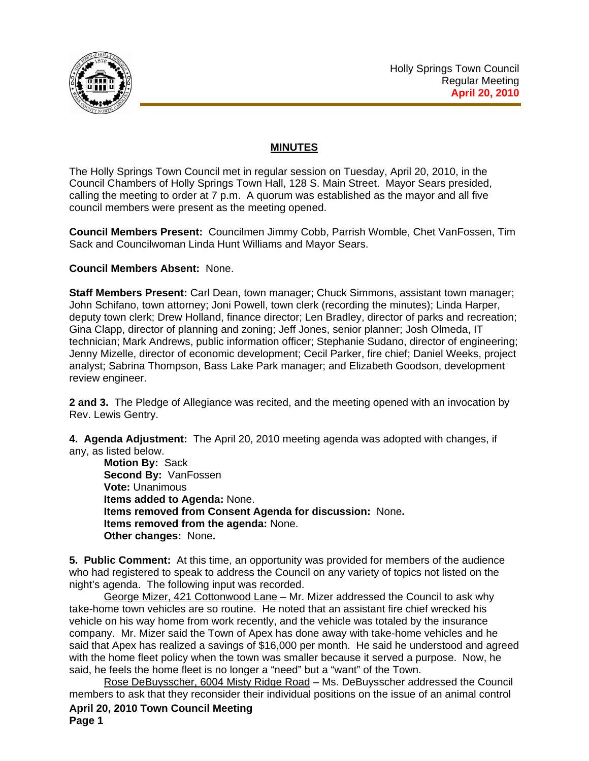Holly Springs Town Council
Regular Meeting
**April 20, 2010**

## MINUTES

The Holly Springs Town Council met in regular session on Tuesday, April 20, 2010, in the Council Chambers of Holly Springs Town Hall, 128 S. Main Street. Mayor Sears presided, calling the meeting to order at 7 p.m. A quorum was established as the mayor and all five council members were present as the meeting opened.

**Council Members Present:** Councilmen Jimmy Cobb, Parrish Womble, Chet VanFossen, Tim Sack and Councilwoman Linda Hunt Williams and Mayor Sears.

**Council Members Absent:** None.

**Staff Members Present:** Carl Dean, town manager; Chuck Simmons, assistant town manager; John Schifano, town attorney; Joni Powell, town clerk (recording the minutes); Linda Harper, deputy town clerk; Drew Holland, finance director; Len Bradley, director of parks and recreation; Gina Clapp, director of planning and zoning; Jeff Jones, senior planner; Josh Olmeda, IT technician; Mark Andrews, public information officer; Stephanie Sudano, director of engineering; Jenny Mizelle, director of economic development; Cecil Parker, fire chief; Daniel Weeks, project analyst; Sabrina Thompson, Bass Lake Park manager; and Elizabeth Goodson, development review engineer.

**2 and 3.** The Pledge of Allegiance was recited, and the meeting opened with an invocation by Rev. Lewis Gentry.

**4. Agenda Adjustment:** The April 20, 2010 meeting agenda was adopted with changes, if any, as listed below.

**Motion By:** Sack
**Second By:** VanFossen
**Vote:** Unanimous
**Items added to Agenda:** None.
**Items removed from Consent Agenda for discussion:** None**.**
**Items removed from the agenda:** None.
**Other changes:** None**.**

**5. Public Comment:** At this time, an opportunity was provided for members of the audience who had registered to speak to address the Council on any variety of topics not listed on the night's agenda. The following input was recorded.

George Mizer, 421 Cottonwood Lane – Mr. Mizer addressed the Council to ask why take-home town vehicles are so routine. He noted that an assistant fire chief wrecked his vehicle on his way home from work recently, and the vehicle was totaled by the insurance company. Mr. Mizer said the Town of Apex has done away with take-home vehicles and he said that Apex has realized a savings of $16,000 per month. He said he understood and agreed with the home fleet policy when the town was smaller because it served a purpose. Now, he said, he feels the home fleet is no longer a "need" but a "want" of the Town.

Rose DeBuysscher, 6004 Misty Ridge Road – Ms. DeBuysscher addressed the Council members to ask that they reconsider their individual positions on the issue of an animal control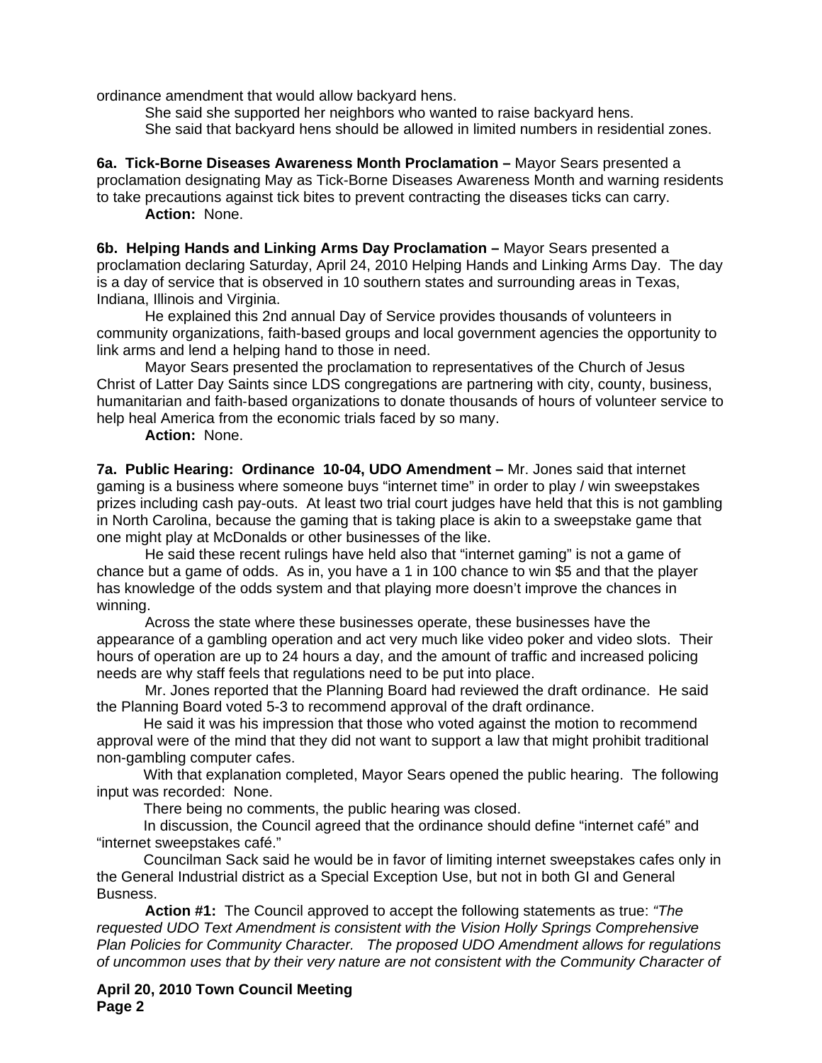ordinance amendment that would allow backyard hens.

She said she supported her neighbors who wanted to raise backyard hens.

She said that backyard hens should be allowed in limited numbers in residential zones.

**6a. Tick-Borne Diseases Awareness Month Proclamation –** Mayor Sears presented a proclamation designating May as Tick-Borne Diseases Awareness Month and warning residents to take precautions against tick bites to prevent contracting the diseases ticks can carry.

**Action:** None.

**6b. Helping Hands and Linking Arms Day Proclamation –** Mayor Sears presented a proclamation declaring Saturday, April 24, 2010 Helping Hands and Linking Arms Day. The day is a day of service that is observed in 10 southern states and surrounding areas in Texas, Indiana, Illinois and Virginia.

He explained this 2nd annual Day of Service provides thousands of volunteers in community organizations, faith-based groups and local government agencies the opportunity to link arms and lend a helping hand to those in need.

Mayor Sears presented the proclamation to representatives of the Church of Jesus Christ of Latter Day Saints since LDS congregations are partnering with city, county, business, humanitarian and faith-based organizations to donate thousands of hours of volunteer service to help heal America from the economic trials faced by so many.

**Action:** None.

**7a. Public Hearing: Ordinance 10-04, UDO Amendment –** Mr. Jones said that internet gaming is a business where someone buys "internet time" in order to play / win sweepstakes prizes including cash pay-outs. At least two trial court judges have held that this is not gambling in North Carolina, because the gaming that is taking place is akin to a sweepstake game that one might play at McDonalds or other businesses of the like.

He said these recent rulings have held also that "internet gaming" is not a game of chance but a game of odds. As in, you have a 1 in 100 chance to win $5 and that the player has knowledge of the odds system and that playing more doesn't improve the chances in winning.

Across the state where these businesses operate, these businesses have the appearance of a gambling operation and act very much like video poker and video slots. Their hours of operation are up to 24 hours a day, and the amount of traffic and increased policing needs are why staff feels that regulations need to be put into place.

Mr. Jones reported that the Planning Board had reviewed the draft ordinance. He said the Planning Board voted 5-3 to recommend approval of the draft ordinance.

He said it was his impression that those who voted against the motion to recommend approval were of the mind that they did not want to support a law that might prohibit traditional non-gambling computer cafes.

With that explanation completed, Mayor Sears opened the public hearing. The following input was recorded: None.

There being no comments, the public hearing was closed.

In discussion, the Council agreed that the ordinance should define "internet café" and "internet sweepstakes café."

Councilman Sack said he would be in favor of limiting internet sweepstakes cafes only in the General Industrial district as a Special Exception Use, but not in both GI and General Busness.

**Action #1:** The Council approved to accept the following statements as true: *"The requested UDO Text Amendment is consistent with the Vision Holly Springs Comprehensive Plan Policies for Community Character. The proposed UDO Amendment allows for regulations of uncommon uses that by their very nature are not consistent with the Community Character of*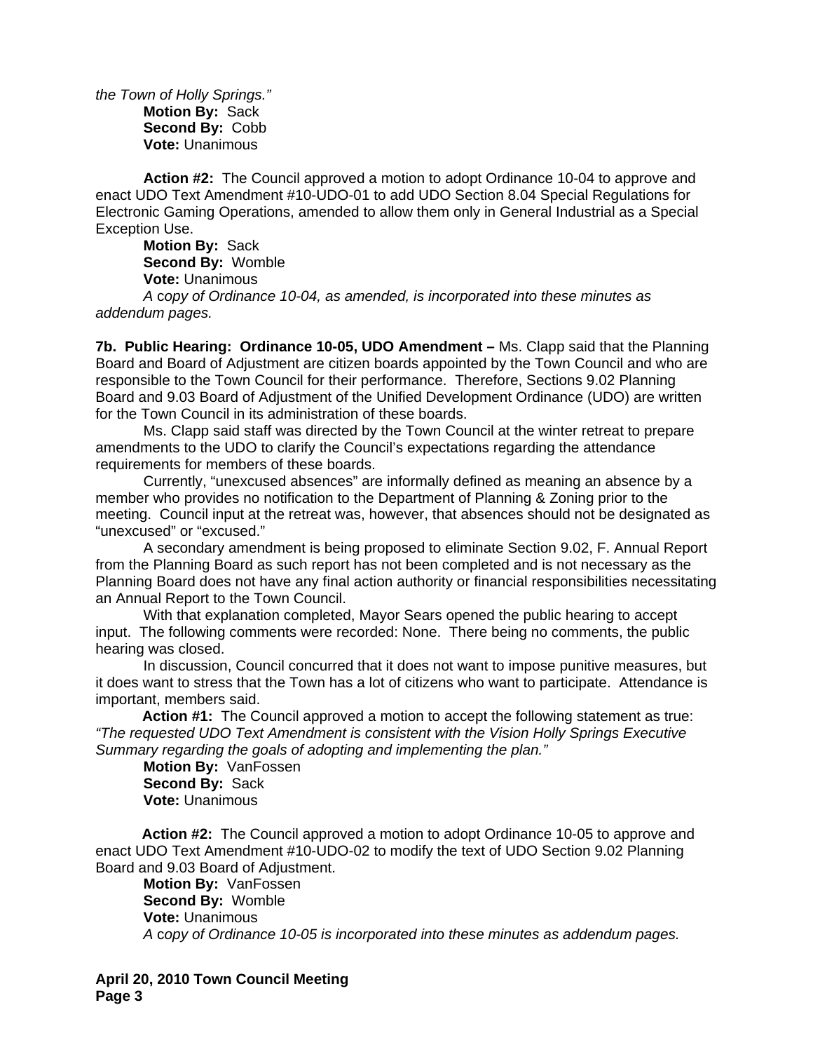*the Town of Holly Springs."*

**Motion By:** Sack
**Second By:** Cobb
**Vote:** Unanimous

**Action #2:** The Council approved a motion to adopt Ordinance 10-04 to approve and enact UDO Text Amendment #10-UDO-01 to add UDO Section 8.04 Special Regulations for Electronic Gaming Operations, amended to allow them only in General Industrial as a Special Exception Use.

**Motion By:** Sack
**Second By:** Womble
**Vote:** Unanimous

*A copy of Ordinance 10-04, as amended, is incorporated into these minutes as addendum pages.*

**7b. Public Hearing: Ordinance 10-05, UDO Amendment –** Ms. Clapp said that the Planning Board and Board of Adjustment are citizen boards appointed by the Town Council and who are responsible to the Town Council for their performance. Therefore, Sections 9.02 Planning Board and 9.03 Board of Adjustment of the Unified Development Ordinance (UDO) are written for the Town Council in its administration of these boards.

Ms. Clapp said staff was directed by the Town Council at the winter retreat to prepare amendments to the UDO to clarify the Council's expectations regarding the attendance requirements for members of these boards.

Currently, "unexcused absences" are informally defined as meaning an absence by a member who provides no notification to the Department of Planning & Zoning prior to the meeting. Council input at the retreat was, however, that absences should not be designated as "unexcused" or "excused."

A secondary amendment is being proposed to eliminate Section 9.02, F. Annual Report from the Planning Board as such report has not been completed and is not necessary as the Planning Board does not have any final action authority or financial responsibilities necessitating an Annual Report to the Town Council.

With that explanation completed, Mayor Sears opened the public hearing to accept input. The following comments were recorded: None. There being no comments, the public hearing was closed.

In discussion, Council concurred that it does not want to impose punitive measures, but it does want to stress that the Town has a lot of citizens who want to participate. Attendance is important, members said.

**Action #1:** The Council approved a motion to accept the following statement as true: *"The requested UDO Text Amendment is consistent with the Vision Holly Springs Executive Summary regarding the goals of adopting and implementing the plan."*

**Motion By:** VanFossen
**Second By:** Sack
**Vote:** Unanimous

**Action #2:** The Council approved a motion to adopt Ordinance 10-05 to approve and enact UDO Text Amendment #10-UDO-02 to modify the text of UDO Section 9.02 Planning Board and 9.03 Board of Adjustment.

**Motion By:** VanFossen
**Second By:** Womble
**Vote:** Unanimous

*A copy of Ordinance 10-05 is incorporated into these minutes as addendum pages.*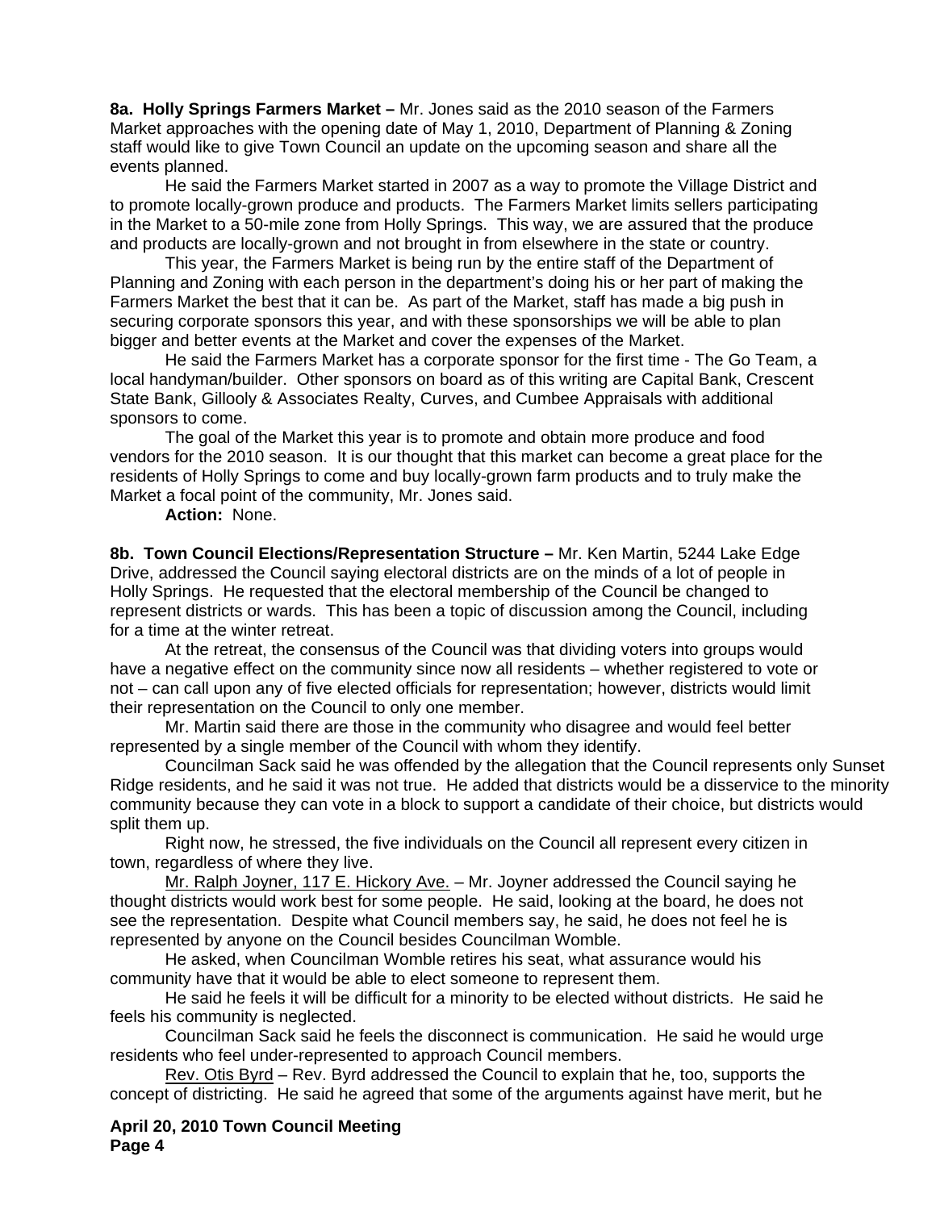**8a. Holly Springs Farmers Market –** Mr. Jones said as the 2010 season of the Farmers Market approaches with the opening date of May 1, 2010, Department of Planning & Zoning staff would like to give Town Council an update on the upcoming season and share all the events planned.

He said the Farmers Market started in 2007 as a way to promote the Village District and to promote locally-grown produce and products. The Farmers Market limits sellers participating in the Market to a 50-mile zone from Holly Springs. This way, we are assured that the produce and products are locally-grown and not brought in from elsewhere in the state or country.

This year, the Farmers Market is being run by the entire staff of the Department of Planning and Zoning with each person in the department's doing his or her part of making the Farmers Market the best that it can be. As part of the Market, staff has made a big push in securing corporate sponsors this year, and with these sponsorships we will be able to plan bigger and better events at the Market and cover the expenses of the Market.

He said the Farmers Market has a corporate sponsor for the first time - The Go Team, a local handyman/builder. Other sponsors on board as of this writing are Capital Bank, Crescent State Bank, Gillooly & Associates Realty, Curves, and Cumbee Appraisals with additional sponsors to come.

The goal of the Market this year is to promote and obtain more produce and food vendors for the 2010 season. It is our thought that this market can become a great place for the residents of Holly Springs to come and buy locally-grown farm products and to truly make the Market a focal point of the community, Mr. Jones said.

**Action:** None.

**8b. Town Council Elections/Representation Structure –** Mr. Ken Martin, 5244 Lake Edge Drive, addressed the Council saying electoral districts are on the minds of a lot of people in Holly Springs. He requested that the electoral membership of the Council be changed to represent districts or wards. This has been a topic of discussion among the Council, including for a time at the winter retreat.

At the retreat, the consensus of the Council was that dividing voters into groups would have a negative effect on the community since now all residents – whether registered to vote or not – can call upon any of five elected officials for representation; however, districts would limit their representation on the Council to only one member.

Mr. Martin said there are those in the community who disagree and would feel better represented by a single member of the Council with whom they identify.

Councilman Sack said he was offended by the allegation that the Council represents only Sunset Ridge residents, and he said it was not true. He added that districts would be a disservice to the minority community because they can vote in a block to support a candidate of their choice, but districts would split them up.

Right now, he stressed, the five individuals on the Council all represent every citizen in town, regardless of where they live.

Mr. Ralph Joyner, 117 E. Hickory Ave. – Mr. Joyner addressed the Council saying he thought districts would work best for some people. He said, looking at the board, he does not see the representation. Despite what Council members say, he said, he does not feel he is represented by anyone on the Council besides Councilman Womble.

He asked, when Councilman Womble retires his seat, what assurance would his community have that it would be able to elect someone to represent them.

He said he feels it will be difficult for a minority to be elected without districts. He said he feels his community is neglected.

Councilman Sack said he feels the disconnect is communication. He said he would urge residents who feel under-represented to approach Council members.

Rev. Otis Byrd – Rev. Byrd addressed the Council to explain that he, too, supports the concept of districting. He said he agreed that some of the arguments against have merit, but he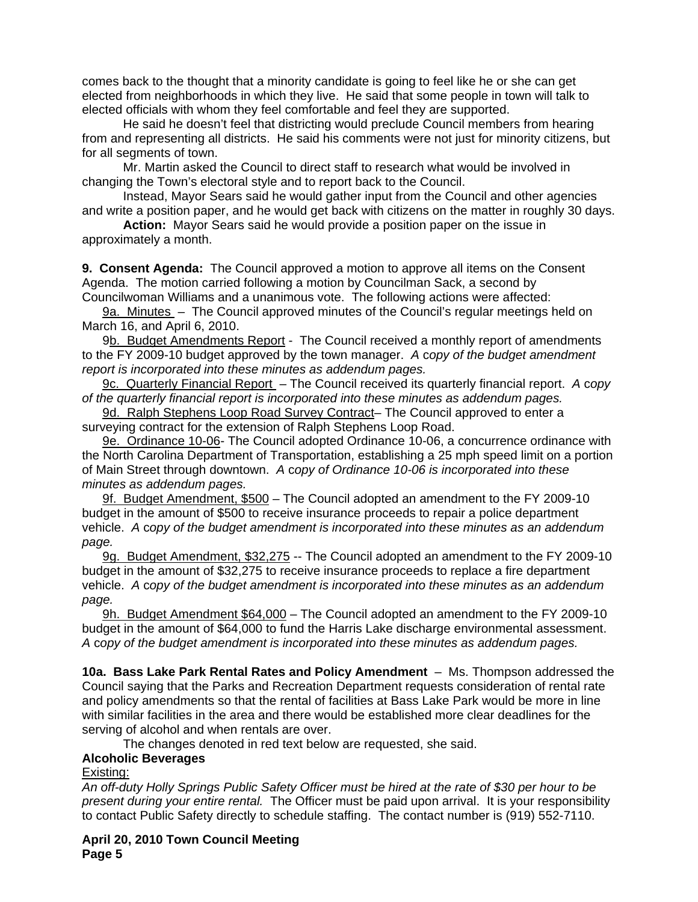comes back to the thought that a minority candidate is going to feel like he or she can get elected from neighborhoods in which they live. He said that some people in town will talk to elected officials with whom they feel comfortable and feel they are supported.

He said he doesn't feel that districting would preclude Council members from hearing from and representing all districts. He said his comments were not just for minority citizens, but for all segments of town.

Mr. Martin asked the Council to direct staff to research what would be involved in changing the Town's electoral style and to report back to the Council.

Instead, Mayor Sears said he would gather input from the Council and other agencies and write a position paper, and he would get back with citizens on the matter in roughly 30 days.

**Action:** Mayor Sears said he would provide a position paper on the issue in approximately a month.

**9. Consent Agenda:** The Council approved a motion to approve all items on the Consent Agenda. The motion carried following a motion by Councilman Sack, a second by Councilwoman Williams and a unanimous vote. The following actions were affected:

9a. Minutes – The Council approved minutes of the Council's regular meetings held on March 16, and April 6, 2010.

9b. Budget Amendments Report - The Council received a monthly report of amendments to the FY 2009-10 budget approved by the town manager. *A copy of the budget amendment report is incorporated into these minutes as addendum pages.*

9c. Quarterly Financial Report – The Council received its quarterly financial report. *A copy of the quarterly financial report is incorporated into these minutes as addendum pages.*

9d. Ralph Stephens Loop Road Survey Contract– The Council approved to enter a surveying contract for the extension of Ralph Stephens Loop Road.

9e. Ordinance 10-06- The Council adopted Ordinance 10-06, a concurrence ordinance with the North Carolina Department of Transportation, establishing a 25 mph speed limit on a portion of Main Street through downtown. *A copy of Ordinance 10-06 is incorporated into these minutes as addendum pages.*

9f. Budget Amendment, $500 – The Council adopted an amendment to the FY 2009-10 budget in the amount of $500 to receive insurance proceeds to repair a police department vehicle. *A copy of the budget amendment is incorporated into these minutes as an addendum page.*

9g. Budget Amendment, $32,275 -- The Council adopted an amendment to the FY 2009-10 budget in the amount of $32,275 to receive insurance proceeds to replace a fire department vehicle. *A copy of the budget amendment is incorporated into these minutes as an addendum page.*

9h. Budget Amendment $64,000 – The Council adopted an amendment to the FY 2009-10 budget in the amount of $64,000 to fund the Harris Lake discharge environmental assessment. *A copy of the budget amendment is incorporated into these minutes as addendum pages.*

**10a. Bass Lake Park Rental Rates and Policy Amendment** – Ms. Thompson addressed the Council saying that the Parks and Recreation Department requests consideration of rental rate and policy amendments so that the rental of facilities at Bass Lake Park would be more in line with similar facilities in the area and there would be established more clear deadlines for the serving of alcohol and when rentals are over.

The changes denoted in red text below are requested, she said.

**Alcoholic Beverages**

Existing:

*An off-duty Holly Springs Public Safety Officer must be hired at the rate of $30 per hour to be present during your entire rental.* The Officer must be paid upon arrival. It is your responsibility to contact Public Safety directly to schedule staffing. The contact number is (919) 552-7110.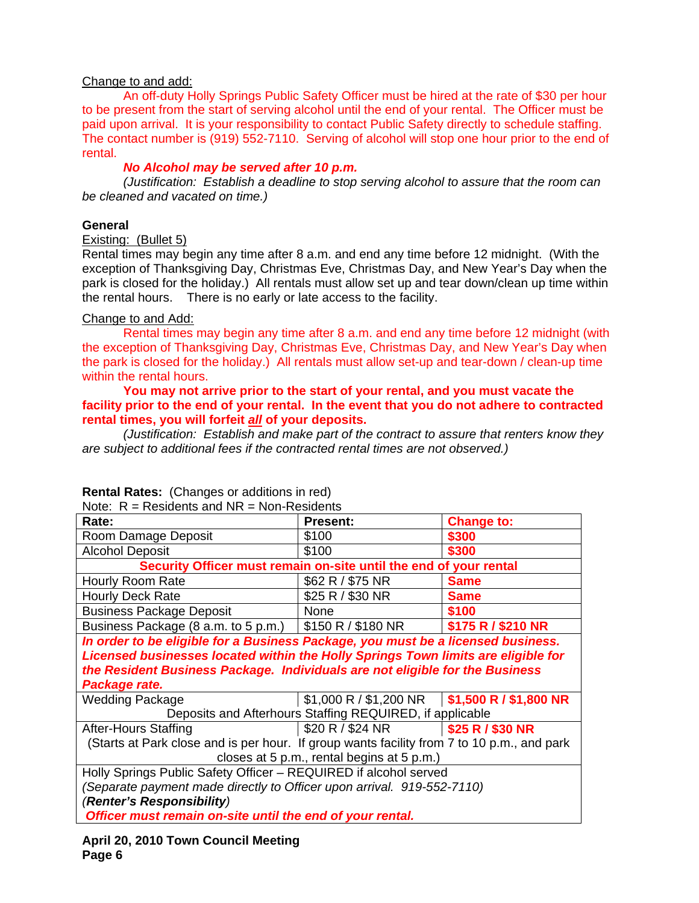Change to and add:

An off-duty Holly Springs Public Safety Officer must be hired at the rate of $30 per hour to be present from the start of serving alcohol until the end of your rental. The Officer must be paid upon arrival. It is your responsibility to contact Public Safety directly to schedule staffing. The contact number is (919) 552-7110. Serving of alcohol will stop one hour prior to the end of rental.

***No Alcohol may be served after 10 p.m.***

*(Justification: Establish a deadline to stop serving alcohol to assure that the room can be cleaned and vacated on time.)*

**General**

Existing: (Bullet 5)

Rental times may begin any time after 8 a.m. and end any time before 12 midnight. (With the exception of Thanksgiving Day, Christmas Eve, Christmas Day, and New Year's Day when the park is closed for the holiday.) All rentals must allow set up and tear down/clean up time within the rental hours. There is no early or late access to the facility.

Change to and Add:

Rental times may begin any time after 8 a.m. and end any time before 12 midnight (with the exception of Thanksgiving Day, Christmas Eve, Christmas Day, and New Year's Day when the park is closed for the holiday.) All rentals must allow set-up and tear-down / clean-up time within the rental hours.

**You may not arrive prior to the start of your rental, and you must vacate the facility prior to the end of your rental. In the event that you do not adhere to contracted rental times, you will forfeit *all* of your deposits.**

*(Justification: Establish and make part of the contract to assure that renters know they are subject to additional fees if the contracted rental times are not observed.)*

**Rental Rates:** (Changes or additions in red)

Note: R = Residents and NR = Non-Residents

| Rate: | Present: | Change to: |
|---|---|---|
| Room Damage Deposit | $100 | **$300** |
| Alcohol Deposit | $100 | **$300** |
| **Security Officer must remain on-site until the end of your rental** | | |
| Hourly Room Rate | $62 R / $75 NR | **Same** |
| Hourly Deck Rate | $25 R / $30 NR | **Same** |
| Business Package Deposit | None | **$100** |
| Business Package (8 a.m. to 5 p.m.) | $150 R / $180 NR | **$175 R / $210 NR** |
| ***In order to be eligible for a Business Package, you must be a licensed business. Licensed businesses located within the Holly Springs Town limits are eligible for the Resident Business Package. Individuals are not eligible for the Business Package rate.*** | | |
| Wedding Package | $1,000 R / $1,200 NR | **$1,500 R / $1,800 NR** |
| Deposits and Afterhours Staffing REQUIRED, if applicable | | |
| After-Hours Staffing | $20 R / $24 NR | **$25 R / $30 NR** |
| (Starts at Park close and is per hour. If group wants facility from 7 to 10 p.m., and park closes at 5 p.m., rental begins at 5 p.m.) | | |
| Holly Springs Public Safety Officer – REQUIRED if alcohol served *(Separate payment made directly to Officer upon arrival. 919-552-7110)* *(**Renter's Responsibility**)* ***Officer must remain on-site until the end of your rental.*** | | |

**April 20, 2010 Town Council Meeting**
**Page 6**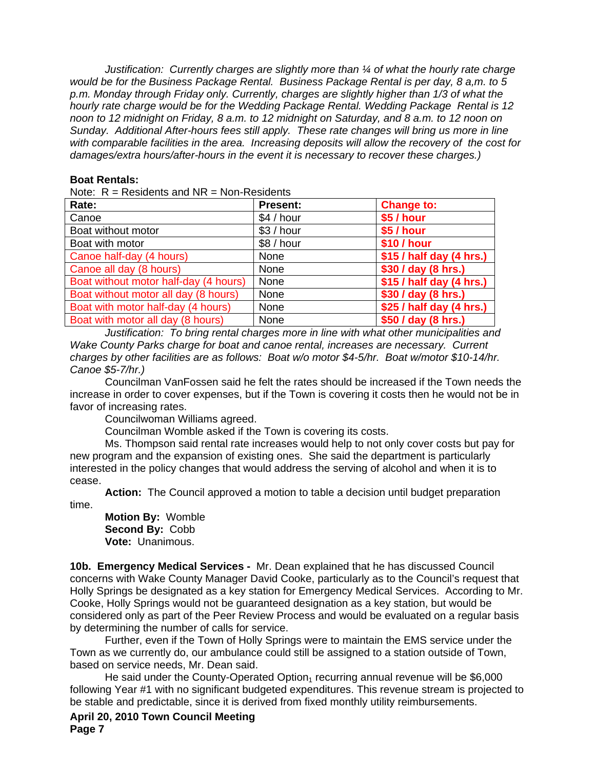*Justification: Currently charges are slightly more than ¼ of what the hourly rate charge would be for the Business Package Rental. Business Package Rental is per day, 8 a,m. to 5 p.m. Monday through Friday only. Currently, charges are slightly higher than 1/3 of what the hourly rate charge would be for the Wedding Package Rental. Wedding Package Rental is 12 noon to 12 midnight on Friday, 8 a.m. to 12 midnight on Saturday, and 8 a.m. to 12 noon on Sunday. Additional After-hours fees still apply. These rate changes will bring us more in line with comparable facilities in the area. Increasing deposits will allow the recovery of the cost for damages/extra hours/after-hours in the event it is necessary to recover these charges.)*

**Boat Rentals:**

Note: R = Residents and NR = Non-Residents

| Rate: | Present: | Change to: |
|---|---|---|
| Canoe | $4 / hour | **$5 / hour** |
| Boat without motor | $3 / hour | **$5 / hour** |
| Boat with motor | $8 / hour | **$10 / hour** |
| Canoe half-day (4 hours) | None | **$15 / half day (4 hrs.)** |
| Canoe all day (8 hours) | None | **$30 / day (8 hrs.)** |
| Boat without motor half-day (4 hours) | None | **$15 / half day (4 hrs.)** |
| Boat without motor all day (8 hours) | None | **$30 / day (8 hrs.)** |
| Boat with motor half-day (4 hours) | None | **$25 / half day (4 hrs.)** |
| Boat with motor all day (8 hours) | None | **$50 / day (8 hrs.)** |

*Justification: To bring rental charges more in line with what other municipalities and Wake County Parks charge for boat and canoe rental, increases are necessary. Current charges by other facilities are as follows: Boat w/o motor $4-5/hr. Boat w/motor $10-14/hr. Canoe $5-7/hr.)*

Councilman VanFossen said he felt the rates should be increased if the Town needs the increase in order to cover expenses, but if the Town is covering it costs then he would not be in favor of increasing rates.

Councilwoman Williams agreed.

Councilman Womble asked if the Town is covering its costs.

Ms. Thompson said rental rate increases would help to not only cover costs but pay for new program and the expansion of existing ones. She said the department is particularly interested in the policy changes that would address the serving of alcohol and when it is to cease.

**Action:** The Council approved a motion to table a decision until budget preparation time.

**Motion By:** Womble
**Second By:** Cobb
**Vote:** Unanimous.

**10b. Emergency Medical Services -** Mr. Dean explained that he has discussed Council concerns with Wake County Manager David Cooke, particularly as to the Council's request that Holly Springs be designated as a key station for Emergency Medical Services. According to Mr. Cooke, Holly Springs would not be guaranteed designation as a key station, but would be considered only as part of the Peer Review Process and would be evaluated on a regular basis by determining the number of calls for service.

Further, even if the Town of Holly Springs were to maintain the EMS service under the Town as we currently do, our ambulance could still be assigned to a station outside of Town, based on service needs, Mr. Dean said.

He said under the County-Operated Option[1] recurring annual revenue will be $6,000 following Year #1 with no significant budgeted expenditures. This revenue stream is projected to be stable and predictable, since it is derived from fixed monthly utility reimbursements.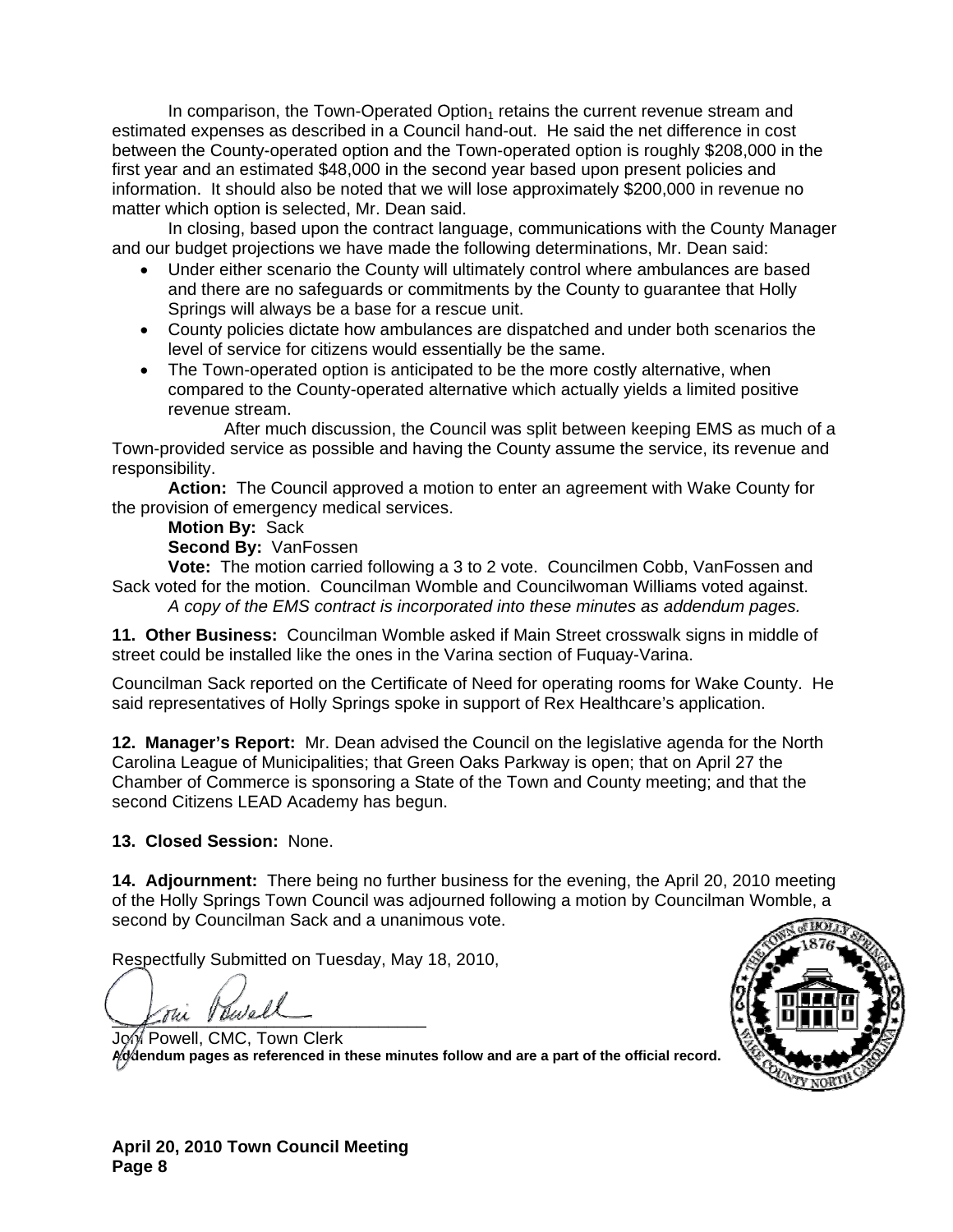In comparison, the Town-Operated Option$_1$ retains the current revenue stream and estimated expenses as described in a Council hand-out. He said the net difference in cost between the County-operated option and the Town-operated option is roughly $208,000 in the first year and an estimated $48,000 in the second year based upon present policies and information. It should also be noted that we will lose approximately $200,000 in revenue no matter which option is selected, Mr. Dean said.

In closing, based upon the contract language, communications with the County Manager and our budget projections we have made the following determinations, Mr. Dean said:

- Under either scenario the County will ultimately control where ambulances are based and there are no safeguards or commitments by the County to guarantee that Holly Springs will always be a base for a rescue unit.
- County policies dictate how ambulances are dispatched and under both scenarios the level of service for citizens would essentially be the same.
- The Town-operated option is anticipated to be the more costly alternative, when compared to the County-operated alternative which actually yields a limited positive revenue stream.

After much discussion, the Council was split between keeping EMS as much of a Town-provided service as possible and having the County assume the service, its revenue and responsibility.

**Action:** The Council approved a motion to enter an agreement with Wake County for the provision of emergency medical services.

**Motion By:** Sack

**Second By:** VanFossen

**Vote:** The motion carried following a 3 to 2 vote. Councilmen Cobb, VanFossen and Sack voted for the motion. Councilman Womble and Councilwoman Williams voted against.

*A copy of the EMS contract is incorporated into these minutes as addendum pages.*

**11. Other Business:** Councilman Womble asked if Main Street crosswalk signs in middle of street could be installed like the ones in the Varina section of Fuquay-Varina.

Councilman Sack reported on the Certificate of Need for operating rooms for Wake County. He said representatives of Holly Springs spoke in support of Rex Healthcare's application.

**12. Manager's Report:** Mr. Dean advised the Council on the legislative agenda for the North Carolina League of Municipalities; that Green Oaks Parkway is open; that on April 27 the Chamber of Commerce is sponsoring a State of the Town and County meeting; and that the second Citizens LEAD Academy has begun.

**13. Closed Session:** None.

**14. Adjournment:** There being no further business for the evening, the April 20, 2010 meeting of the Holly Springs Town Council was adjourned following a motion by Councilman Womble, a second by Councilman Sack and a unanimous vote.

Respectfully Submitted on Tuesday, May 18, 2010,

Joni Powell, CMC, Town Clerk

**Addendum pages as referenced in these minutes follow and are a part of the official record.**